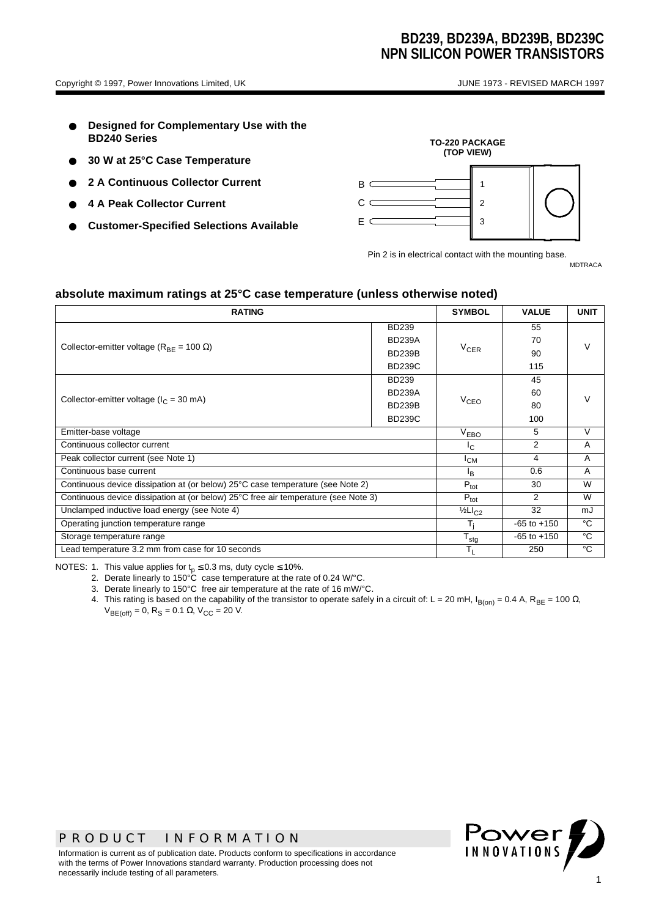# BD239, BD239A, BD239B, BD239C
# NPN SILICON POWER TRANSISTORS

Copyright © 1997, Power Innovations Limited, UK — JUNE 1973 - REVISED MARCH 1997

- **Designed for Complementary Use with the BD240 Series**
- **30 W at 25°C Case Temperature**
- **2 A Continuous Collector Current**
- **4 A Peak Collector Current**
- **Customer-Specified Selections Available**

**TO-220 PACKAGE (TOP VIEW)**

B 1
C 2
E 3

Pin 2 is in electrical contact with the mounting base.

MDTRACA

## absolute maximum ratings at 25°C case temperature (unless otherwise noted)

| RATING | | SYMBOL | VALUE | UNIT |
|---|---|---|---|---|
| Collector-emitter voltage ($R_{BE}$ = 100 Ω) | BD239 | $V_{CER}$ | 55 | V |
| | BD239A | | 70 | |
| | BD239B | | 90 | |
| | BD239C | | 115 | |
| Collector-emitter voltage ($I_C$ = 30 mA) | BD239 | $V_{CEO}$ | 45 | V |
| | BD239A | | 60 | |
| | BD239B | | 80 | |
| | BD239C | | 100 | |
| Emitter-base voltage | | $V_{EBO}$ | 5 | V |
| Continuous collector current | | $I_C$ | 2 | A |
| Peak collector current (see Note 1) | | $I_{CM}$ | 4 | A |
| Continuous base current | | $I_B$ | 0.6 | A |
| Continuous device dissipation at (or below) 25°C case temperature (see Note 2) | | $P_{tot}$ | 30 | W |
| Continuous device dissipation at (or below) 25°C free air temperature (see Note 3) | | $P_{tot}$ | 2 | W |
| Unclamped inductive load energy (see Note 4) | | $½LI_{C}^2$ | 32 | mJ |
| Operating junction temperature range | | $T_j$ | -65 to +150 | °C |
| Storage temperature range | | $T_{stg}$ | -65 to +150 | °C |
| Lead temperature 3.2 mm from case for 10 seconds | | $T_L$ | 250 | °C |

NOTES:
1. This value applies for $t_p \leq 0.3$ ms, duty cycle ≤ 10%.
2. Derate linearly to 150°C case temperature at the rate of 0.24 W/°C.
3. Derate linearly to 150°C free air temperature at the rate of 16 mW/°C.
4. This rating is based on the capability of the transistor to operate safely in a circuit of: L = 20 mH, $I_{B(on)}$ = 0.4 A, $R_{BE}$ = 100 Ω, $V_{BE(off)}$ = 0, $R_S$ = 0.1 Ω, $V_{CC}$ = 20 V.

PRODUCT INFORMATION

Information is current as of publication date. Products conform to specifications in accordance with the terms of Power Innovations standard warranty. Production processing does not necessarily include testing of all parameters.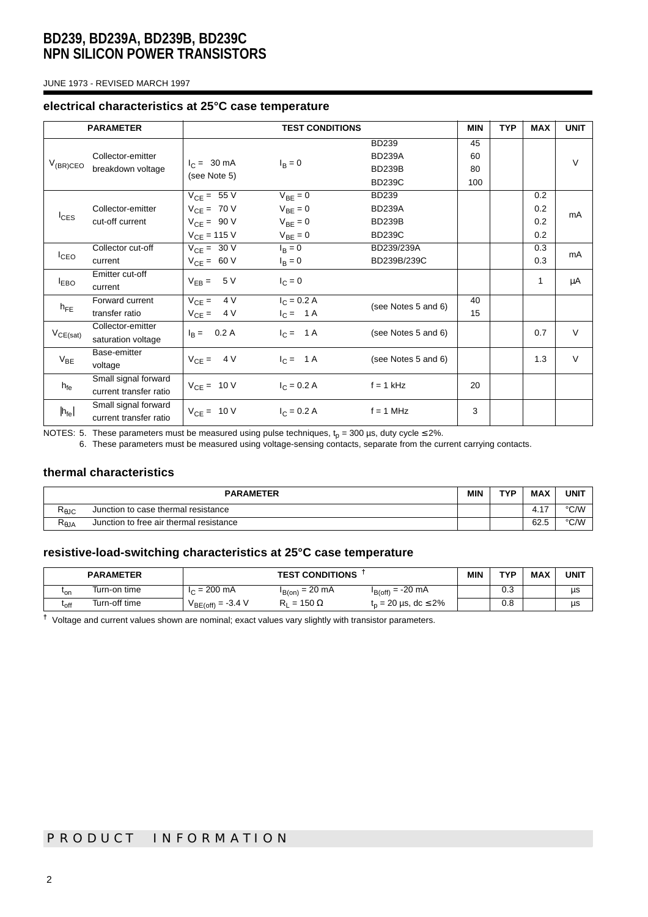# BD239, BD239A, BD239B, BD239C
# NPN SILICON POWER TRANSISTORS

JUNE 1973 - REVISED MARCH 1997

### electrical characteristics at 25°C case temperature

| PARAMETER | | TEST CONDITIONS | | | MIN | TYP | MAX | UNIT |
|---|---|---|---|---|---|---|---|---|
| $V_{(BR)CEO}$ | Collector-emitter breakdown voltage | $I_C$ = 30 mA (see Note 5) | $I_B = 0$ | BD239 | 45 | | | V |
| | | | | BD239A | 60 | | | |
| | | | | BD239B | 80 | | | |
| | | | | BD239C | 100 | | | |
| $I_{CES}$ | Collector-emitter cut-off current | $V_{CE}$ = 55 V | $V_{BE} = 0$ | BD239 | | | 0.2 | mA |
| | | $V_{CE}$ = 70 V | $V_{BE} = 0$ | BD239A | | | 0.2 | |
| | | $V_{CE}$ = 90 V | $V_{BE} = 0$ | BD239B | | | 0.2 | |
| | | $V_{CE}$ = 115 V | $V_{BE} = 0$ | BD239C | | | 0.2 | |
| $I_{CEO}$ | Collector cut-off current | $V_{CE}$ = 30 V | $I_B = 0$ | BD239/239A | | | 0.3 | mA |
| | | $V_{CE}$ = 60 V | $I_B = 0$ | BD239B/239C | | | 0.3 | |
| $I_{EBO}$ | Emitter cut-off current | $V_{EB}$ = 5 V | $I_C = 0$ | | | | 1 | µA |
| $h_{FE}$ | Forward current transfer ratio | $V_{CE}$ = 4 V | $I_C$ = 0.2 A | (see Notes 5 and 6) | 40 | | | |
| | | $V_{CE}$ = 4 V | $I_C$ = 1 A | | 15 | | | |
| $V_{CE(sat)}$ | Collector-emitter saturation voltage | $I_B$ = 0.2 A | $I_C$ = 1 A | (see Notes 5 and 6) | | | 0.7 | V |
| $V_{BE}$ | Base-emitter voltage | $V_{CE}$ = 4 V | $I_C$ = 1 A | (see Notes 5 and 6) | | | 1.3 | V |
| $h_{fe}$ | Small signal forward current transfer ratio | $V_{CE}$ = 10 V | $I_C$ = 0.2 A | f = 1 kHz | 20 | | | |
| $\|h_{fe}\|$ | Small signal forward current transfer ratio | $V_{CE}$ = 10 V | $I_C$ = 0.2 A | f = 1 MHz | 3 | | | |

NOTES: 5. These parameters must be measured using pulse techniques, $t_p$ = 300 µs, duty cycle ≤ 2%.
6. These parameters must be measured using voltage-sensing contacts, separate from the current carrying contacts.

### thermal characteristics

| PARAMETER | | MIN | TYP | MAX | UNIT |
|---|---|---|---|---|---|
| $R_{θJC}$ | Junction to case thermal resistance | | | 4.17 | °C/W |
| $R_{θJA}$ | Junction to free air thermal resistance | | | 62.5 | °C/W |

### resistive-load-switching characteristics at 25°C case temperature

| PARAMETER | | TEST CONDITIONS † | | | MIN | TYP | MAX | UNIT |
|---|---|---|---|---|---|---|---|---|
| $t_{on}$ | Turn-on time | $I_C$ = 200 mA | $I_{B(on)}$ = 20 mA | $I_{B(off)}$ = -20 mA | | 0.3 | | µs |
| $t_{off}$ | Turn-off time | $V_{BE(off)}$ = -3.4 V | $R_L$ = 150 Ω | $t_p$ = 20 µs, dc ≤ 2% | | 0.8 | | µs |

† Voltage and current values shown are nominal; exact values vary slightly with transistor parameters.

PRODUCT INFORMATION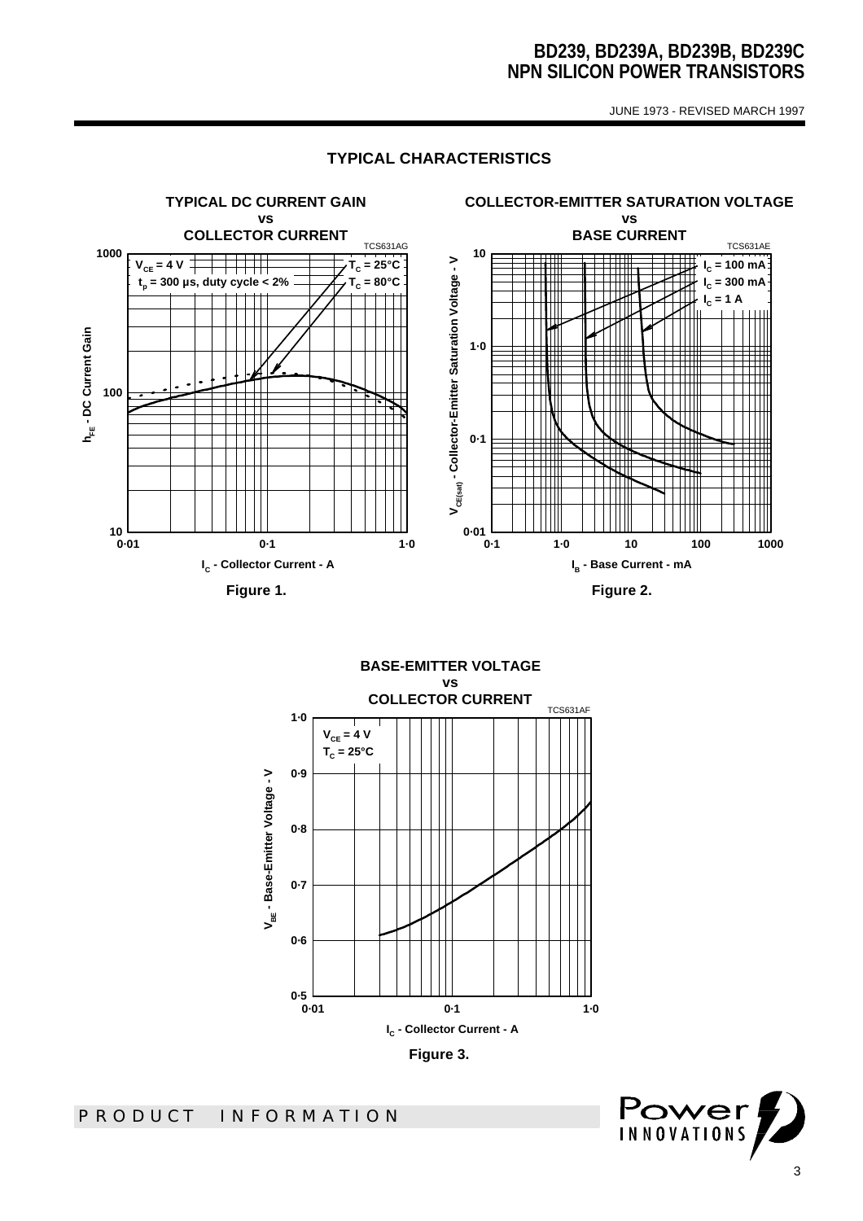## TYPICAL CHARACTERISTICS

**TYPICAL DC CURRENT GAIN vs COLLECTOR CURRENT**

TCS631AG

$V_{CE}$ = 4 V
$t_p$ = 300 µs, duty cycle < 2%
$T_C$ = 25°C
$T_C$ = 80°C

$h_{FE}$ - DC Current Gain

$I_C$ - Collector Current - A

**Figure 1.**

**COLLECTOR-EMITTER SATURATION VOLTAGE vs BASE CURRENT**

TCS631AE

$I_C$ = 100 mA
$I_C$ = 300 mA
$I_C$ = 1 A

$V_{CE(sat)}$ - Collector-Emitter Saturation Voltage - V

$I_B$ - Base Current - mA

**Figure 2.**

**BASE-EMITTER VOLTAGE vs COLLECTOR CURRENT**

TCS631AF

$V_{CE}$ = 4 V
$T_C$ = 25°C

$V_{BE}$ - Base-Emitter Voltage - V

$I_C$ - Collector Current - A

**Figure 3.**

PRODUCT INFORMATION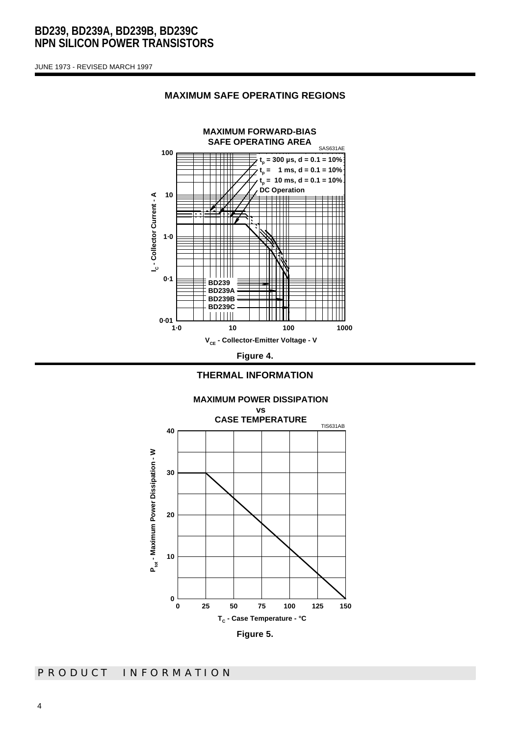## MAXIMUM SAFE OPERATING REGIONS

**MAXIMUM FORWARD-BIAS SAFE OPERATING AREA**

SAS631AE

- $t_p$ = 300 µs, d = 0.1 = 10%
- $t_p$ = 1 ms, d = 0.1 = 10%
- $t_p$ = 10 ms, d = 0.1 = 10%
- DC Operation

BD239, BD239A, BD239B, BD239C

$I_C$ - Collector Current - A (0·01 to 100)

$V_{CE}$ - Collector-Emitter Voltage - V (1·0 to 1000)

**Figure 4.**

## THERMAL INFORMATION

**MAXIMUM POWER DISSIPATION vs CASE TEMPERATURE**

TIS631AB

$P_{tot}$ - Maximum Power Dissipation - W (0 to 40)

$T_C$ - Case Temperature - °C (0 to 150)

**Figure 5.**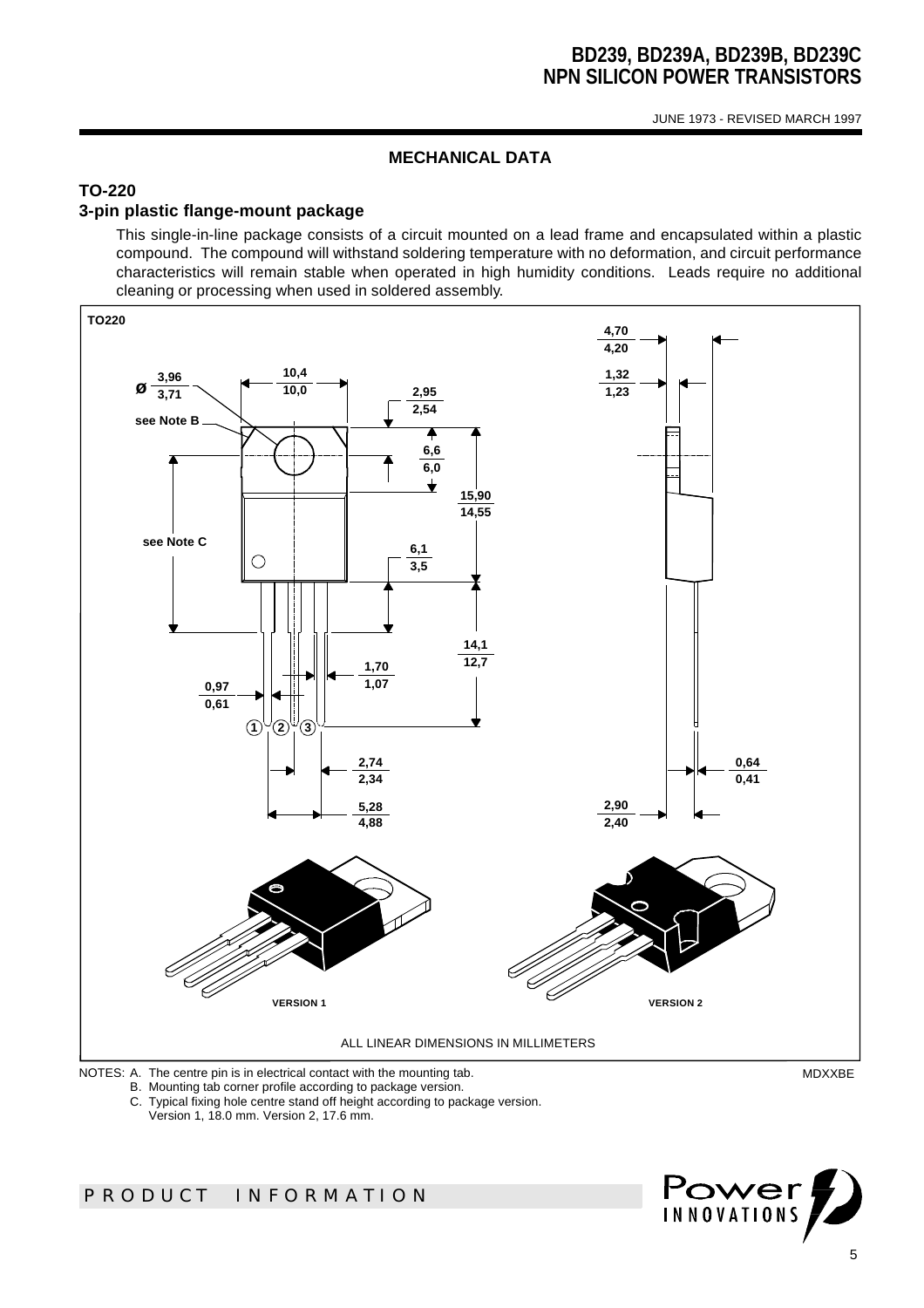## MECHANICAL DATA

### TO-220

### 3-pin plastic flange-mount package

This single-in-line package consists of a circuit mounted on a lead frame and encapsulated within a plastic compound. The compound will withstand soldering temperature with no deformation, and circuit performance characteristics will remain stable when operated in high humidity conditions. Leads require no additional cleaning or processing when used in soldered assembly.

TO220

VERSION 1

VERSION 2

ALL LINEAR DIMENSIONS IN MILLIMETERS

NOTES: A. The centre pin is in electrical contact with the mounting tab.
B. Mounting tab corner profile according to package version.
C. Typical fixing hole centre stand off height according to package version.
Version 1, 18.0 mm. Version 2, 17.6 mm.

MDXXBE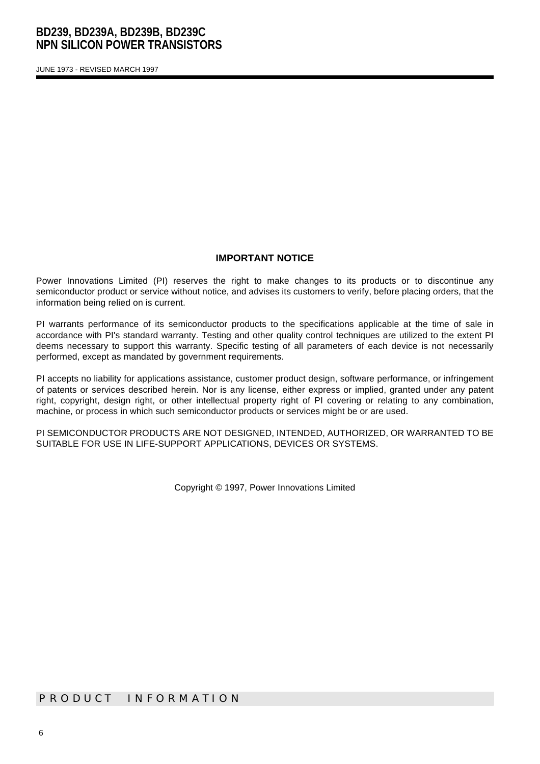## IMPORTANT NOTICE

Power Innovations Limited (PI) reserves the right to make changes to its products or to discontinue any semiconductor product or service without notice, and advises its customers to verify, before placing orders, that the information being relied on is current.

PI warrants performance of its semiconductor products to the specifications applicable at the time of sale in accordance with PI's standard warranty. Testing and other quality control techniques are utilized to the extent PI deems necessary to support this warranty. Specific testing of all parameters of each device is not necessarily performed, except as mandated by government requirements.

PI accepts no liability for applications assistance, customer product design, software performance, or infringement of patents or services described herein. Nor is any license, either express or implied, granted under any patent right, copyright, design right, or other intellectual property right of PI covering or relating to any combination, machine, or process in which such semiconductor products or services might be or are used.

PI SEMICONDUCTOR PRODUCTS ARE NOT DESIGNED, INTENDED, AUTHORIZED, OR WARRANTED TO BE SUITABLE FOR USE IN LIFE-SUPPORT APPLICATIONS, DEVICES OR SYSTEMS.

Copyright © 1997, Power Innovations Limited